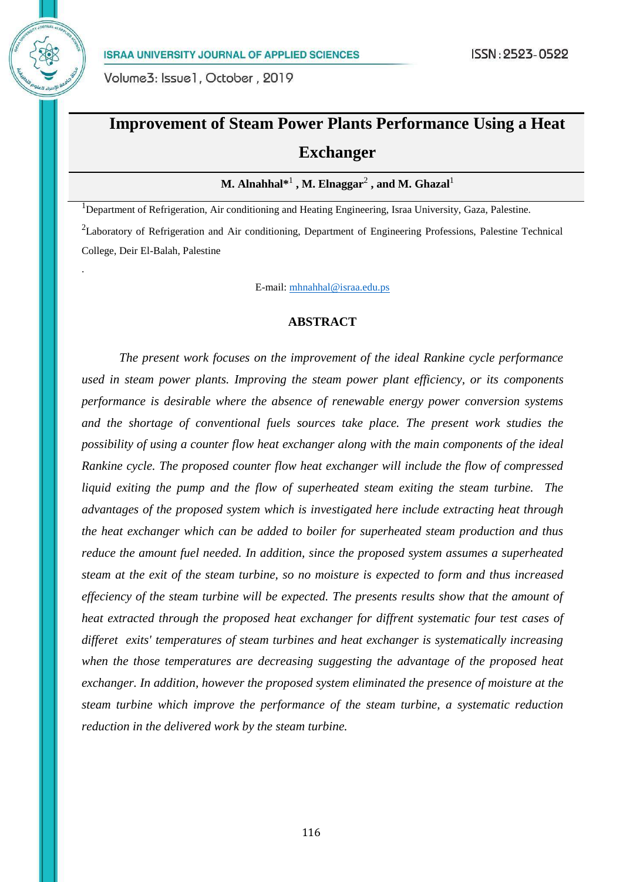# Improvement of Steam Power Plants Performance Using a Heat Exchanger

**M. Alnahhal*[1] , M. Elnaggar[2] , and M. Ghazal[1]**

[1]Department of Refrigeration, Air conditioning and Heating Engineering, Israa University, Gaza, Palestine.

[2]Laboratory of Refrigeration and Air conditioning, Department of Engineering Professions, Palestine Technical College, Deir El-Balah, Palestine

.

E-mail: mhnahhal@israa.edu.ps

## ABSTRACT

*The present work focuses on the improvement of the ideal Rankine cycle performance used in steam power plants. Improving the steam power plant efficiency, or its components performance is desirable where the absence of renewable energy power conversion systems and the shortage of conventional fuels sources take place. The present work studies the possibility of using a counter flow heat exchanger along with the main components of the ideal Rankine cycle. The proposed counter flow heat exchanger will include the flow of compressed liquid exiting the pump and the flow of superheated steam exiting the steam turbine. The advantages of the proposed system which is investigated here include extracting heat through the heat exchanger which can be added to boiler for superheated steam production and thus reduce the amount fuel needed. In addition, since the proposed system assumes a superheated steam at the exit of the steam turbine, so no moisture is expected to form and thus increased effeciency of the steam turbine will be expected. The presents results show that the amount of heat extracted through the proposed heat exchanger for diffrent systematic four test cases of differet exits' temperatures of steam turbines and heat exchanger is systematically increasing when the those temperatures are decreasing suggesting the advantage of the proposed heat exchanger. In addition, however the proposed system eliminated the presence of moisture at the steam turbine which improve the performance of the steam turbine, a systematic reduction reduction in the delivered work by the steam turbine.*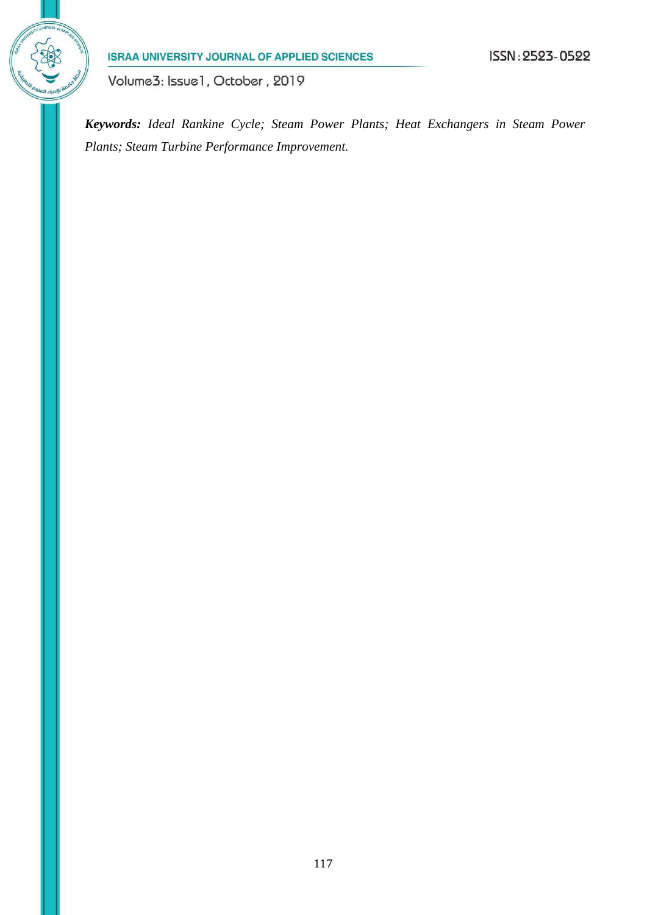***Keywords:*** *Ideal Rankine Cycle; Steam Power Plants; Heat Exchangers in Steam Power Plants; Steam Turbine Performance Improvement.*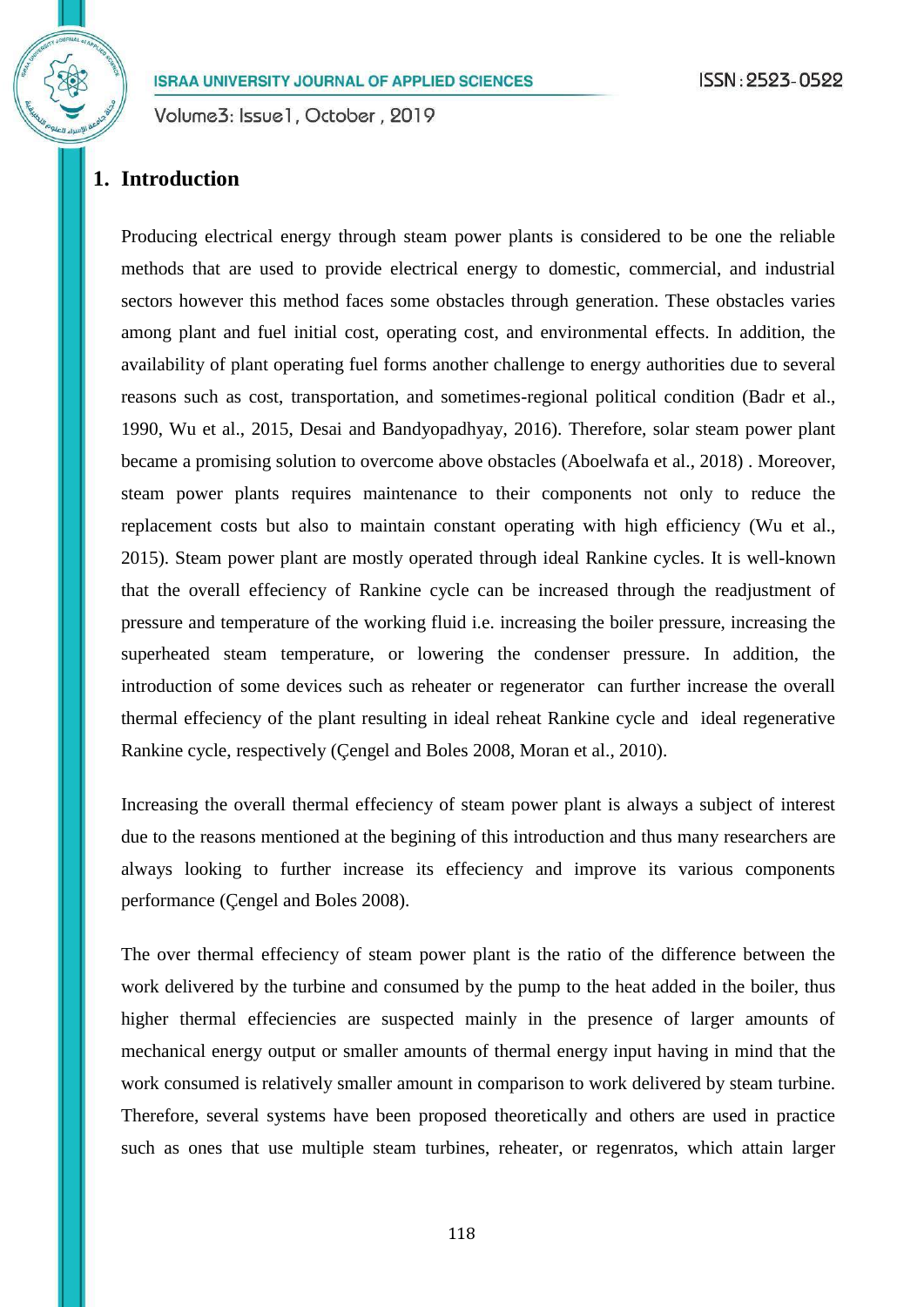## 1. Introduction

Producing electrical energy through steam power plants is considered to be one the reliable methods that are used to provide electrical energy to domestic, commercial, and industrial sectors however this method faces some obstacles through generation. These obstacles varies among plant and fuel initial cost, operating cost, and environmental effects. In addition, the availability of plant operating fuel forms another challenge to energy authorities due to several reasons such as cost, transportation, and sometimes-regional political condition (Badr et al., 1990, Wu et al., 2015, Desai and Bandyopadhyay, 2016). Therefore, solar steam power plant became a promising solution to overcome above obstacles (Aboelwafa et al., 2018) . Moreover, steam power plants requires maintenance to their components not only to reduce the replacement costs but also to maintain constant operating with high efficiency (Wu et al., 2015). Steam power plant are mostly operated through ideal Rankine cycles. It is well-known that the overall effeciency of Rankine cycle can be increased through the readjustment of pressure and temperature of the working fluid i.e. increasing the boiler pressure, increasing the superheated steam temperature, or lowering the condenser pressure. In addition, the introduction of some devices such as reheater or regenerator can further increase the overall thermal effeciency of the plant resulting in ideal reheat Rankine cycle and ideal regenerative Rankine cycle, respectively (Çengel and Boles 2008, Moran et al., 2010).

Increasing the overall thermal effeciency of steam power plant is always a subject of interest due to the reasons mentioned at the begining of this introduction and thus many researchers are always looking to further increase its effeciency and improve its various components performance (Çengel and Boles 2008).

The over thermal effeciency of steam power plant is the ratio of the difference between the work delivered by the turbine and consumed by the pump to the heat added in the boiler, thus higher thermal effeciencies are suspected mainly in the presence of larger amounts of mechanical energy output or smaller amounts of thermal energy input having in mind that the work consumed is relatively smaller amount in comparison to work delivered by steam turbine. Therefore, several systems have been proposed theoretically and others are used in practice such as ones that use multiple steam turbines, reheater, or regenratos, which attain larger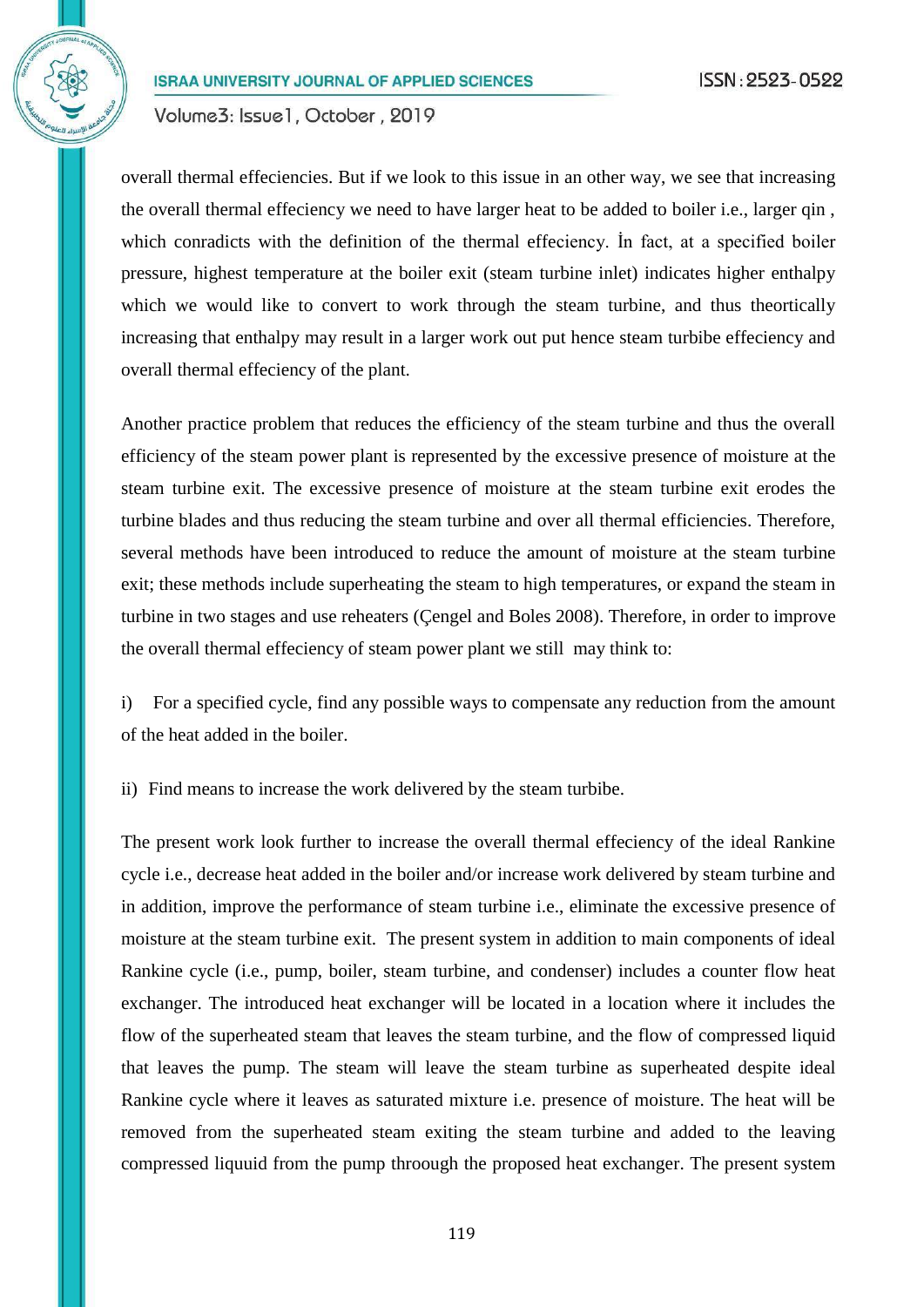overall thermal effeciencies. But if we look to this issue in an other way, we see that increasing the overall thermal effeciency we need to have larger heat to be added to boiler i.e., larger qin , which conradicts with the definition of the thermal effeciency. İn fact, at a specified boiler pressure, highest temperature at the boiler exit (steam turbine inlet) indicates higher enthalpy which we would like to convert to work through the steam turbine, and thus theortically increasing that enthalpy may result in a larger work out put hence steam turbibe effeciency and overall thermal effeciency of the plant.

Another practice problem that reduces the efficiency of the steam turbine and thus the overall efficiency of the steam power plant is represented by the excessive presence of moisture at the steam turbine exit. The excessive presence of moisture at the steam turbine exit erodes the turbine blades and thus reducing the steam turbine and over all thermal efficiencies. Therefore, several methods have been introduced to reduce the amount of moisture at the steam turbine exit; these methods include superheating the steam to high temperatures, or expand the steam in turbine in two stages and use reheaters (Çengel and Boles 2008). Therefore, in order to improve the overall thermal effeciency of steam power plant we still may think to:

i) For a specified cycle, find any possible ways to compensate any reduction from the amount of the heat added in the boiler.

ii) Find means to increase the work delivered by the steam turbibe.

The present work look further to increase the overall thermal effeciency of the ideal Rankine cycle i.e., decrease heat added in the boiler and/or increase work delivered by steam turbine and in addition, improve the performance of steam turbine i.e., eliminate the excessive presence of moisture at the steam turbine exit. The present system in addition to main components of ideal Rankine cycle (i.e., pump, boiler, steam turbine, and condenser) includes a counter flow heat exchanger. The introduced heat exchanger will be located in a location where it includes the flow of the superheated steam that leaves the steam turbine, and the flow of compressed liquid that leaves the pump. The steam will leave the steam turbine as superheated despite ideal Rankine cycle where it leaves as saturated mixture i.e. presence of moisture. The heat will be removed from the superheated steam exiting the steam turbine and added to the leaving compressed liquuid from the pump throough the proposed heat exchanger. The present system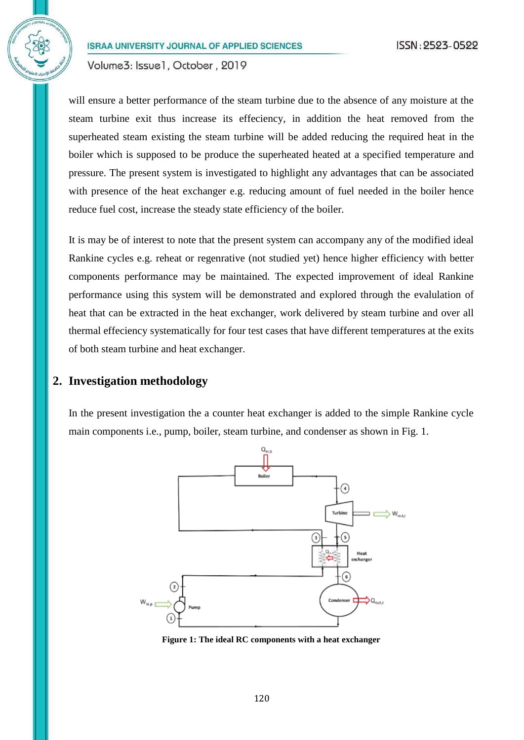will ensure a better performance of the steam turbine due to the absence of any moisture at the steam turbine exit thus increase its effeciency, in addition the heat removed from the superheated steam existing the steam turbine will be added reducing the required heat in the boiler which is supposed to be produce the superheated heated at a specified temperature and pressure. The present system is investigated to highlight any advantages that can be associated with presence of the heat exchanger e.g. reducing amount of fuel needed in the boiler hence reduce fuel cost, increase the steady state efficiency of the boiler.

It is may be of interest to note that the present system can accompany any of the modified ideal Rankine cycles e.g. reheat or regenrative (not studied yet) hence higher efficiency with better components performance may be maintained. The expected improvement of ideal Rankine performance using this system will be demonstrated and explored through the evalulation of heat that can be extracted in the heat exchanger, work delivered by steam turbine and over all thermal effeciency systematically for four test cases that have different temperatures at the exits of both steam turbine and heat exchanger.

## 2. Investigation methodology

In the present investigation the a counter heat exchanger is added to the simple Rankine cycle main components i.e., pump, boiler, steam turbine, and condenser as shown in Fig. 1.

**Figure 1: The ideal RC components with a heat exchanger**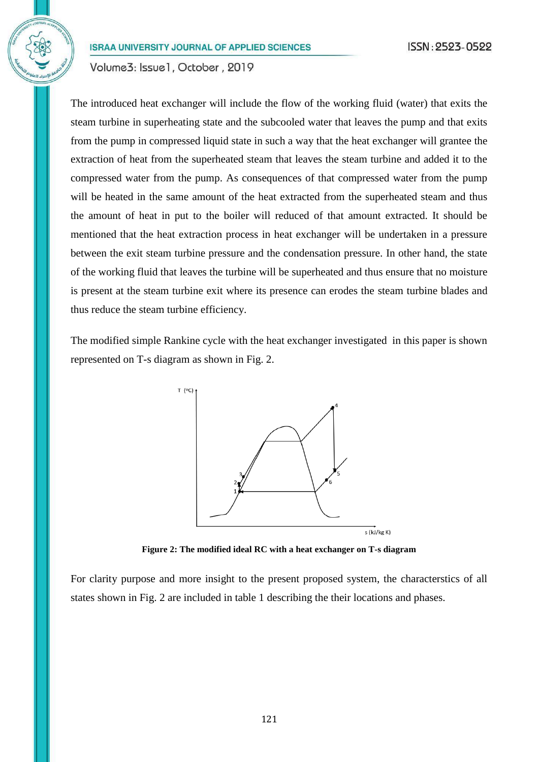The introduced heat exchanger will include the flow of the working fluid (water) that exits the steam turbine in superheating state and the subcooled water that leaves the pump and that exits from the pump in compressed liquid state in such a way that the heat exchanger will grantee the extraction of heat from the superheated steam that leaves the steam turbine and added it to the compressed water from the pump. As consequences of that compressed water from the pump will be heated in the same amount of the heat extracted from the superheated steam and thus the amount of heat in put to the boiler will reduced of that amount extracted. It should be mentioned that the heat extraction process in heat exchanger will be undertaken in a pressure between the exit steam turbine pressure and the condensation pressure. In other hand, the state of the working fluid that leaves the turbine will be superheated and thus ensure that no moisture is present at the steam turbine exit where its presence can erodes the steam turbine blades and thus reduce the steam turbine efficiency.

The modified simple Rankine cycle with the heat exchanger investigated in this paper is shown represented on T-s diagram as shown in Fig. 2.

**Figure 2: The modified ideal RC with a heat exchanger on T-s diagram**

For clarity purpose and more insight to the present proposed system, the characterstics of all states shown in Fig. 2 are included in table 1 describing the their locations and phases.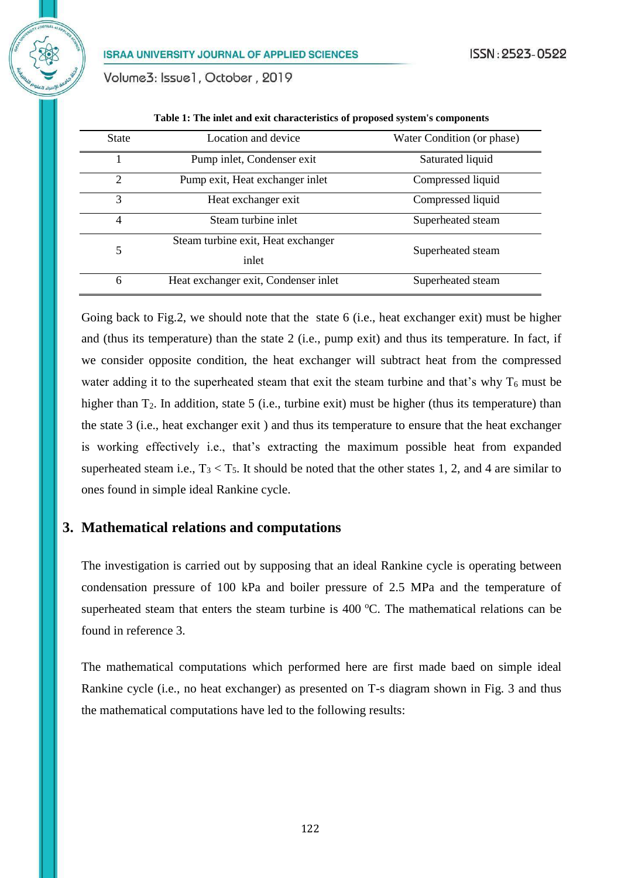**Table 1: The inlet and exit characteristics of proposed system's components**

| State | Location and device | Water Condition (or phase) |
|---|---|---|
| 1 | Pump inlet, Condenser exit | Saturated liquid |
| 2 | Pump exit, Heat exchanger inlet | Compressed liquid |
| 3 | Heat exchanger exit | Compressed liquid |
| 4 | Steam turbine inlet | Superheated steam |
| 5 | Steam turbine exit, Heat exchanger inlet | Superheated steam |
| 6 | Heat exchanger exit, Condenser inlet | Superheated steam |

Going back to Fig.2, we should note that the state 6 (i.e., heat exchanger exit) must be higher and (thus its temperature) than the state 2 (i.e., pump exit) and thus its temperature. In fact, if we consider opposite condition, the heat exchanger will subtract heat from the compressed water adding it to the superheated steam that exit the steam turbine and that's why $T_6$ must be higher than $T_2$. In addition, state 5 (i.e., turbine exit) must be higher (thus its temperature) than the state 3 (i.e., heat exchanger exit ) and thus its temperature to ensure that the heat exchanger is working effectively i.e., that's extracting the maximum possible heat from expanded superheated steam i.e., $T_3 < T_5$. It should be noted that the other states 1, 2, and 4 are similar to ones found in simple ideal Rankine cycle.

## 3. Mathematical relations and computations

The investigation is carried out by supposing that an ideal Rankine cycle is operating between condensation pressure of 100 kPa and boiler pressure of 2.5 MPa and the temperature of superheated steam that enters the steam turbine is 400 $^{o}$C. The mathematical relations can be found in reference 3.

The mathematical computations which performed here are first made baed on simple ideal Rankine cycle (i.e., no heat exchanger) as presented on T-s diagram shown in Fig. 3 and thus the mathematical computations have led to the following results: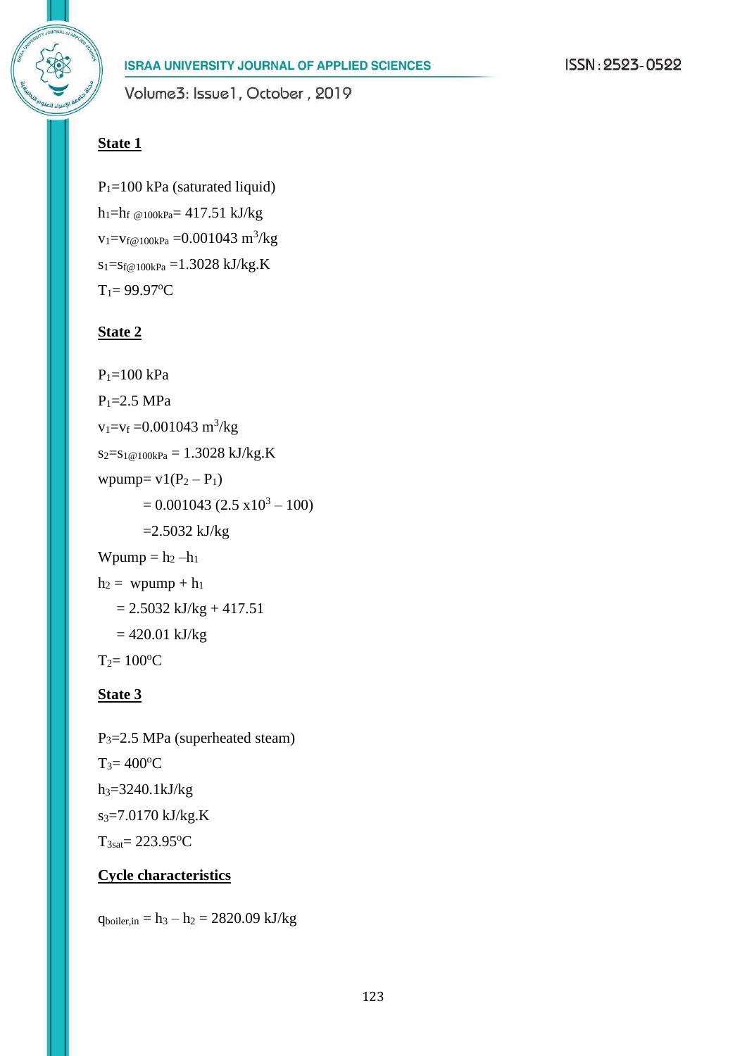**State 1**

$P_1$=100 kPa (saturated liquid)

$h_1$=$h_{f\ @100kPa}$= 417.51 kJ/kg

$v_1$=$v_{f@100kPa}$ =0.001043 $m^3$/kg

$s_1$=$s_{f@100kPa}$ =1.3028 kJ/kg.K

$T_1$= 99.97°C

**State 2**

$P_1$=100 kPa

$P_1$=2.5 MPa

$v_1$=$v_f$ =0.001043 $m^3$/kg

$s_2$=$s_{1@100kPa}$ = 1.3028 kJ/kg.K

wpump= v1($P_2$ – $P_1$)

= 0.001043 (2.5 x$10^3$ – 100)

=2.5032 kJ/kg

Wpump = $h_2$ –$h_1$

$h_2$ = wpump + $h_1$

= 2.5032 kJ/kg + 417.51

= 420.01 kJ/kg

$T_2$= 100°C

**State 3**

$P_3$=2.5 MPa (superheated steam)

$T_3$= 400°C

$h_3$=3240.1kJ/kg

$s_3$=7.0170 kJ/kg.K

$T_{3sat}$= 223.95°C

**Cycle characteristics**

$q_{boiler,in}$ = $h_3$ – $h_2$ = 2820.09 kJ/kg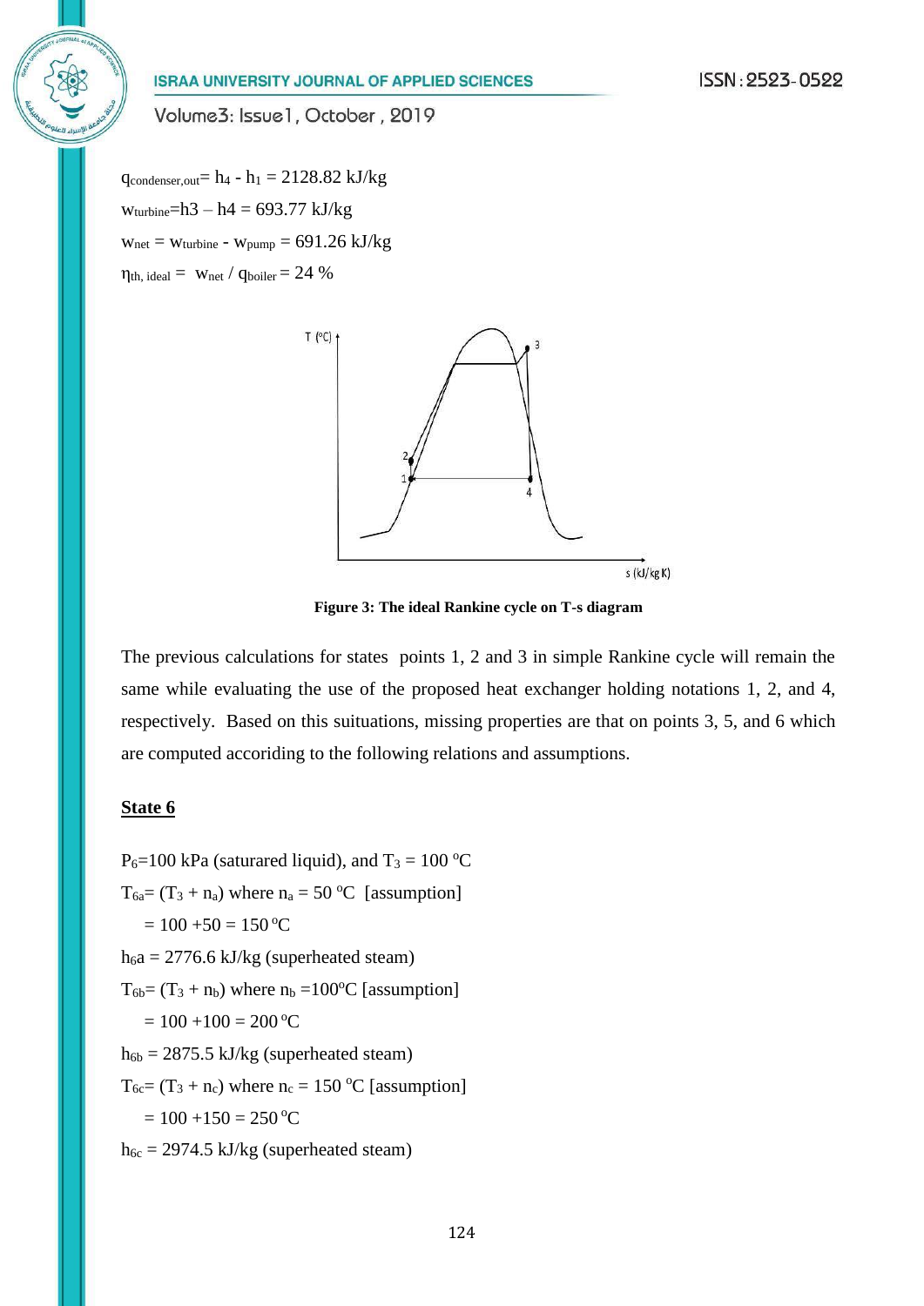$q_{condenser,out} = h_4 - h_1 = 2128.82$ kJ/kg

$w_{turbine} = h3 - h4 = 693.77$ kJ/kg

$w_{net} = w_{turbine} - w_{pump} = 691.26$ kJ/kg

$\eta_{th,\ ideal} = w_{net} / q_{boiler} = 24$ %

**Figure 3: The ideal Rankine cycle on T-s diagram**

The previous calculations for states points 1, 2 and 3 in simple Rankine cycle will remain the same while evaluating the use of the proposed heat exchanger holding notations 1, 2, and 4, respectively. Based on this suituations, missing properties are that on points 3, 5, and 6 which are computed accoriding to the following relations and assumptions.

**State 6**

$P_6$=100 kPa (saturared liquid), and $T_3 = 100$ °C

$T_{6a} = (T_3 + n_a)$ where $n_a = 50$ °C [assumption]

$= 100 + 50 = 150$ °C

$h_6a = 2776.6$ kJ/kg (superheated steam)

$T_{6b} = (T_3 + n_b)$ where $n_b = 100$°C [assumption]

$= 100 + 100 = 200$ °C

$h_{6b} = 2875.5$ kJ/kg (superheated steam)

$T_{6c} = (T_3 + n_c)$ where $n_c = 150$ °C [assumption]

$= 100 + 150 = 250$ °C

$h_{6c} = 2974.5$ kJ/kg (superheated steam)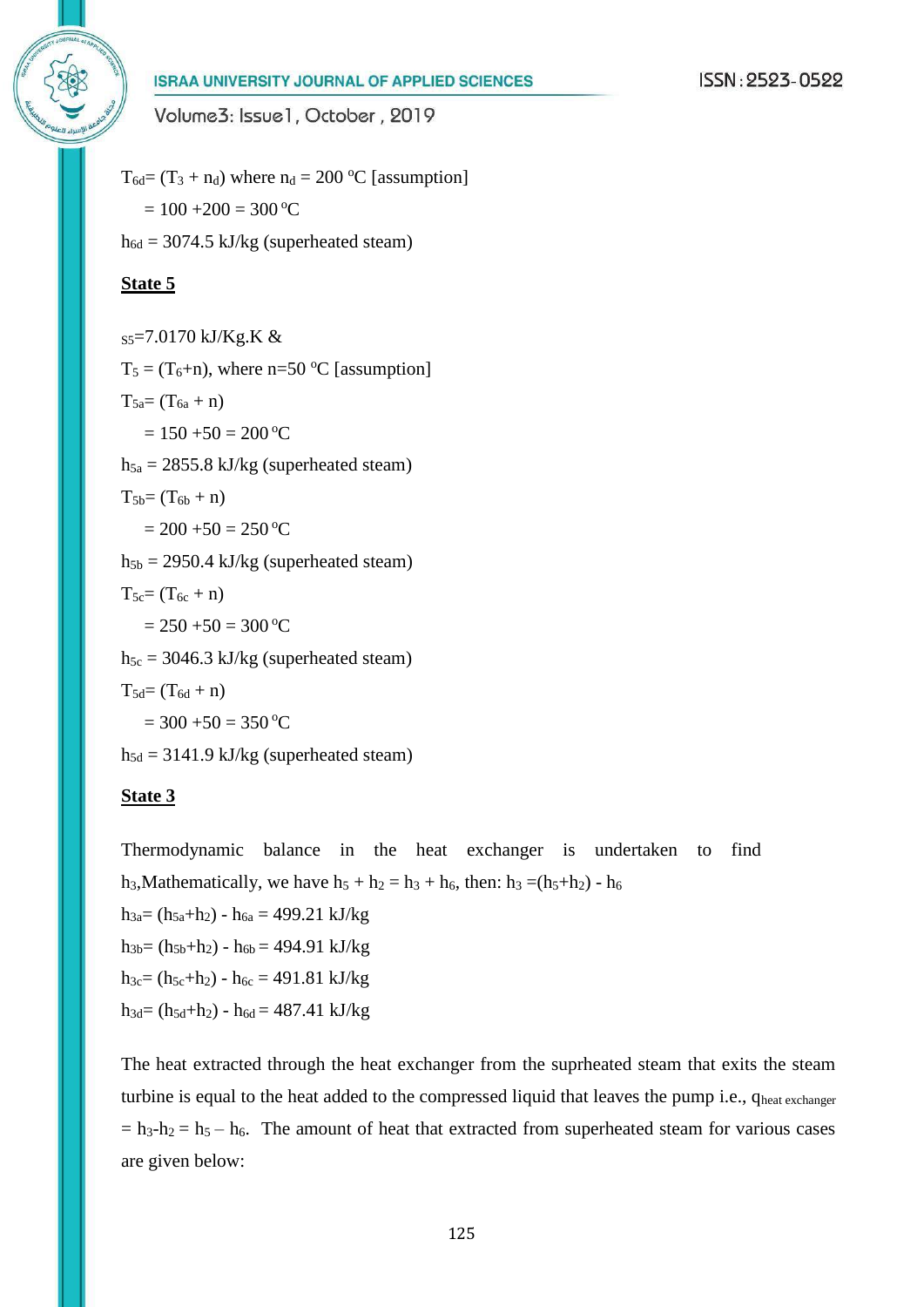$T_{6d}= (T_3 + n_d)$ where $n_d = 200\ ^oC$ [assumption]

$= 100 + 200 = 300\ ^oC$

$h_{6d} = 3074.5$ kJ/kg (superheated steam)

**State 5**

$s_5=7.0170$ kJ/Kg.K &

$T_5 = (T_6+n)$, where $n=50\ ^oC$ [assumption]

$T_{5a}= (T_{6a} + n)$

$= 150 + 50 = 200\ ^oC$

$h_{5a} = 2855.8$ kJ/kg (superheated steam)

$T_{5b}= (T_{6b} + n)$

$= 200 + 50 = 250\ ^oC$

$h_{5b} = 2950.4$ kJ/kg (superheated steam)

$T_{5c}= (T_{6c} + n)$

$= 250 + 50 = 300\ ^oC$

$h_{5c} = 3046.3$ kJ/kg (superheated steam)

$T_{5d}= (T_{6d} + n)$

$= 300 + 50 = 350\ ^oC$

$h_{5d} = 3141.9$ kJ/kg (superheated steam)

**State 3**

Thermodynamic balance in the heat exchanger is undertaken to find $h_3$,Mathematically, we have $h_5 + h_2 = h_3 + h_6$, then: $h_3 =(h_5+h_2) - h_6$

$h_{3a}= (h_{5a}+h_2) - h_{6a} = 499.21$ kJ/kg

$h_{3b}= (h_{5b}+h_2) - h_{6b} = 494.91$ kJ/kg

$h_{3c}= (h_{5c}+h_2) - h_{6c} = 491.81$ kJ/kg

$h_{3d}= (h_{5d}+h_2) - h_{6d} = 487.41$ kJ/kg

The heat extracted through the heat exchanger from the suprheated steam that exits the steam turbine is equal to the heat added to the compressed liquid that leaves the pump i.e., $q_{heat\ exchanger} = h_3\text{-}h_2 = h_5 - h_6$. The amount of heat that extracted from superheated steam for various cases are given below: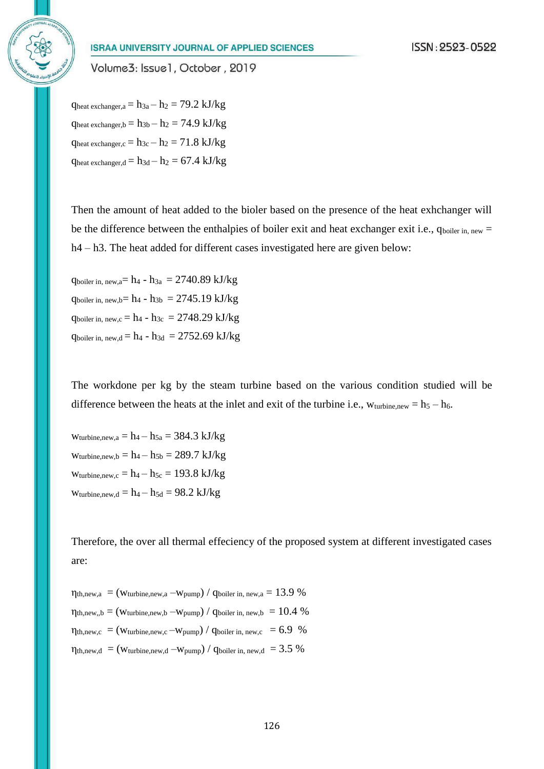$q_{heat\ exchanger,a} = h_{3a} – h_2 = 79.2$ kJ/kg

$q_{heat\ exchanger,b} = h_{3b} – h_2 = 74.9$ kJ/kg

$q_{heat\ exchanger,c} = h_{3c} – h_2 = 71.8$ kJ/kg

$q_{heat\ exchanger,d} = h_{3d} – h_2 = 67.4$ kJ/kg

Then the amount of heat added to the bioler based on the presence of the heat exhchanger will be the difference between the enthalpies of boiler exit and heat exchanger exit i.e., $q_{boiler\ in,\ new} = h4 – h3$. The heat added for different cases investigated here are given below:

$q_{boiler\ in,\ new,a} = h_4 - h_{3a} = 2740.89$ kJ/kg

$q_{boiler\ in,\ new,b} = h_4 - h_{3b} = 2745.19$ kJ/kg

$q_{boiler\ in,\ new,c} = h_4 - h_{3c} = 2748.29$ kJ/kg

$q_{boiler\ in,\ new,d} = h_4 - h_{3d} = 2752.69$ kJ/kg

The workdone per kg by the steam turbine based on the various condition studied will be difference between the heats at the inlet and exit of the turbine i.e., $w_{turbine,new} = h_5 – h_6$.

$w_{turbine,new,a} = h_4 – h_{5a} = 384.3$ kJ/kg

$w_{turbine,new,b} = h_4 – h_{5b} = 289.7$ kJ/kg

$w_{turbine,new,c} = h_4 – h_{5c} = 193.8$ kJ/kg

$w_{turbine,new,d} = h_4 – h_{5d} = 98.2$ kJ/kg

Therefore, the over all thermal effeciency of the proposed system at different investigated cases are:

$\eta_{th,new,a} = (w_{turbine,new,a} – w_{pump}) / q_{boiler\ in,\ new,a} = 13.9$ %

$\eta_{th,new,,b} = (w_{turbine,new,b} – w_{pump}) / q_{boiler\ in,\ new,b} = 10.4$ %

$\eta_{th,new,c} = (w_{turbine,new,c} – w_{pump}) / q_{boiler\ in,\ new,c} = 6.9$ %

$\eta_{th,new,d} = (w_{turbine,new,d} – w_{pump}) / q_{boiler\ in,\ new,d} = 3.5$ %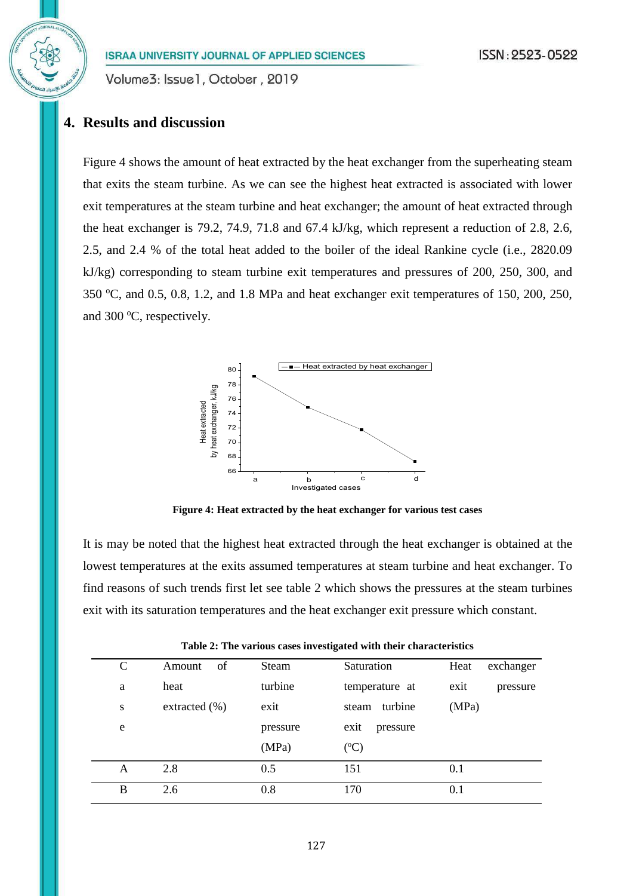## 4. Results and discussion

Figure 4 shows the amount of heat extracted by the heat exchanger from the superheating steam that exits the steam turbine. As we can see the highest heat extracted is associated with lower exit temperatures at the steam turbine and heat exchanger; the amount of heat extracted through the heat exchanger is 79.2, 74.9, 71.8 and 67.4 kJ/kg, which represent a reduction of 2.8, 2.6, 2.5, and 2.4 % of the total heat added to the boiler of the ideal Rankine cycle (i.e., 2820.09 kJ/kg) corresponding to steam turbine exit temperatures and pressures of 200, 250, 300, and 350 $^{o}$C, and 0.5, 0.8, 1.2, and 1.8 MPa and heat exchanger exit temperatures of 150, 200, 250, and 300 $^{o}$C, respectively.

**Figure 4: Heat extracted by the heat exchanger for various test cases**

It is may be noted that the highest heat extracted through the heat exchanger is obtained at the lowest temperatures at the exits assumed temperatures at steam turbine and heat exchanger. To find reasons of such trends first let see table 2 which shows the pressures at the steam turbines exit with its saturation temperatures and the heat exchanger exit pressure which constant.

**Table 2: The various cases investigated with their characteristics**

| Case | Amount of heat extracted (%) | Steam turbine exit pressure (MPa) | Saturation temperature at steam turbine exit pressure ($^{o}$C) | Heat exchanger exit pressure (MPa) |
|---|---|---|---|---|
| A | 2.8 | 0.5 | 151 | 0.1 |
| B | 2.6 | 0.8 | 170 | 0.1 |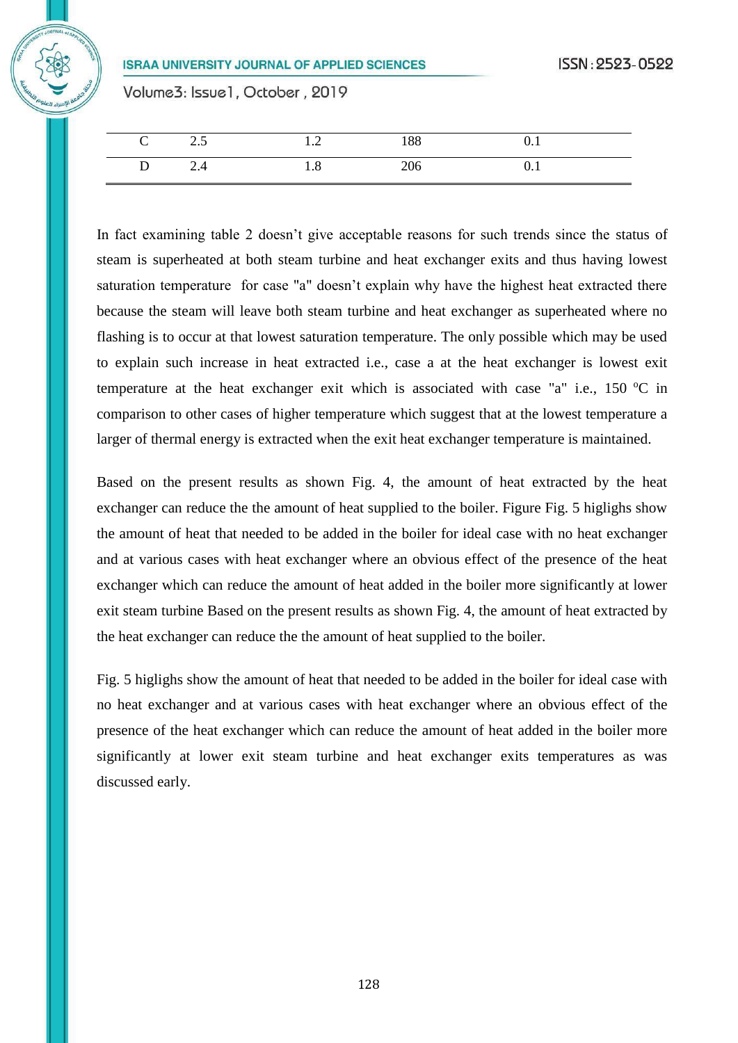| | | | | |
|---|---|---|---|---|
| C | 2.5 | 1.2 | 188 | 0.1 |
| D | 2.4 | 1.8 | 206 | 0.1 |

In fact examining table 2 doesn't give acceptable reasons for such trends since the status of steam is superheated at both steam turbine and heat exchanger exits and thus having lowest saturation temperature for case "a" doesn't explain why have the highest heat extracted there because the steam will leave both steam turbine and heat exchanger as superheated where no flashing is to occur at that lowest saturation temperature. The only possible which may be used to explain such increase in heat extracted i.e., case a at the heat exchanger is lowest exit temperature at the heat exchanger exit which is associated with case "a" i.e., 150 $^{o}$C in comparison to other cases of higher temperature which suggest that at the lowest temperature a larger of thermal energy is extracted when the exit heat exchanger temperature is maintained.

Based on the present results as shown Fig. 4, the amount of heat extracted by the heat exchanger can reduce the the amount of heat supplied to the boiler. Figure Fig. 5 higlighs show the amount of heat that needed to be added in the boiler for ideal case with no heat exchanger and at various cases with heat exchanger where an obvious effect of the presence of the heat exchanger which can reduce the amount of heat added in the boiler more significantly at lower exit steam turbine Based on the present results as shown Fig. 4, the amount of heat extracted by the heat exchanger can reduce the the amount of heat supplied to the boiler.

Fig. 5 higlighs show the amount of heat that needed to be added in the boiler for ideal case with no heat exchanger and at various cases with heat exchanger where an obvious effect of the presence of the heat exchanger which can reduce the amount of heat added in the boiler more significantly at lower exit steam turbine and heat exchanger exits temperatures as was discussed early.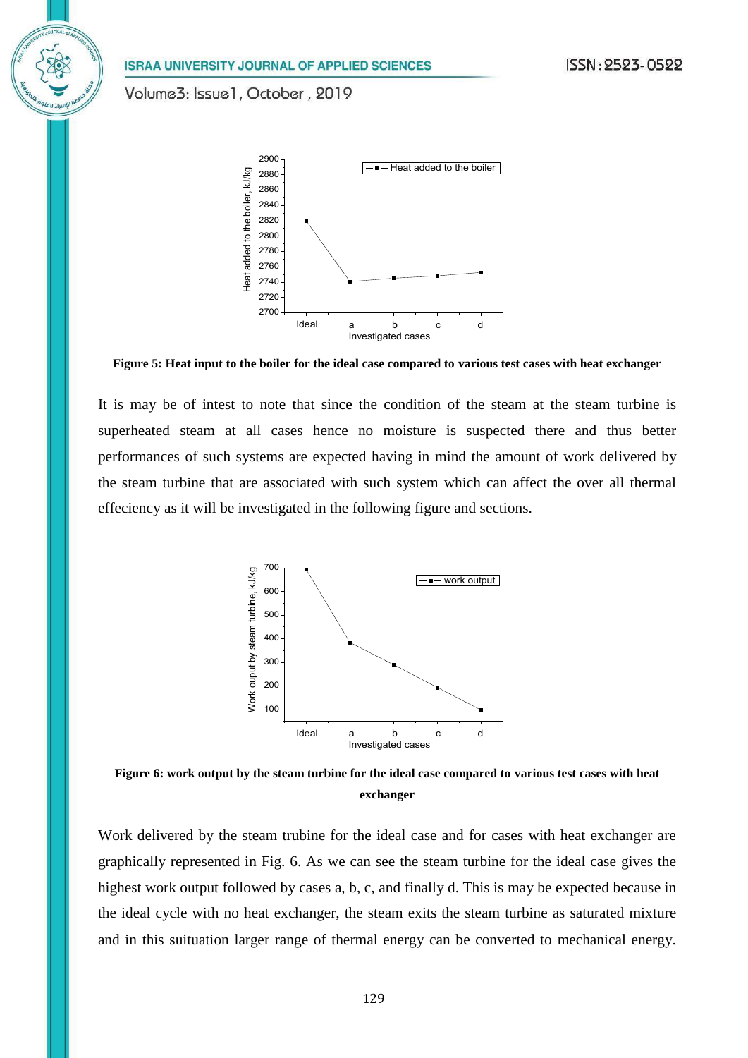**Figure 5: Heat input to the boiler for the ideal case compared to various test cases with heat exchanger**

It is may be of intest to note that since the condition of the steam at the steam turbine is superheated steam at all cases hence no moisture is suspected there and thus better performances of such systems are expected having in mind the amount of work delivered by the steam turbine that are associated with such system which can affect the over all thermal effeciency as it will be investigated in the following figure and sections.

**Figure 6: work output by the steam turbine for the ideal case compared to various test cases with heat exchanger**

Work delivered by the steam trubine for the ideal case and for cases with heat exchanger are graphically represented in Fig. 6. As we can see the steam turbine for the ideal case gives the highest work output followed by cases a, b, c, and finally d. This is may be expected because in the ideal cycle with no heat exchanger, the steam exits the steam turbine as saturated mixture and in this suituation larger range of thermal energy can be converted to mechanical energy.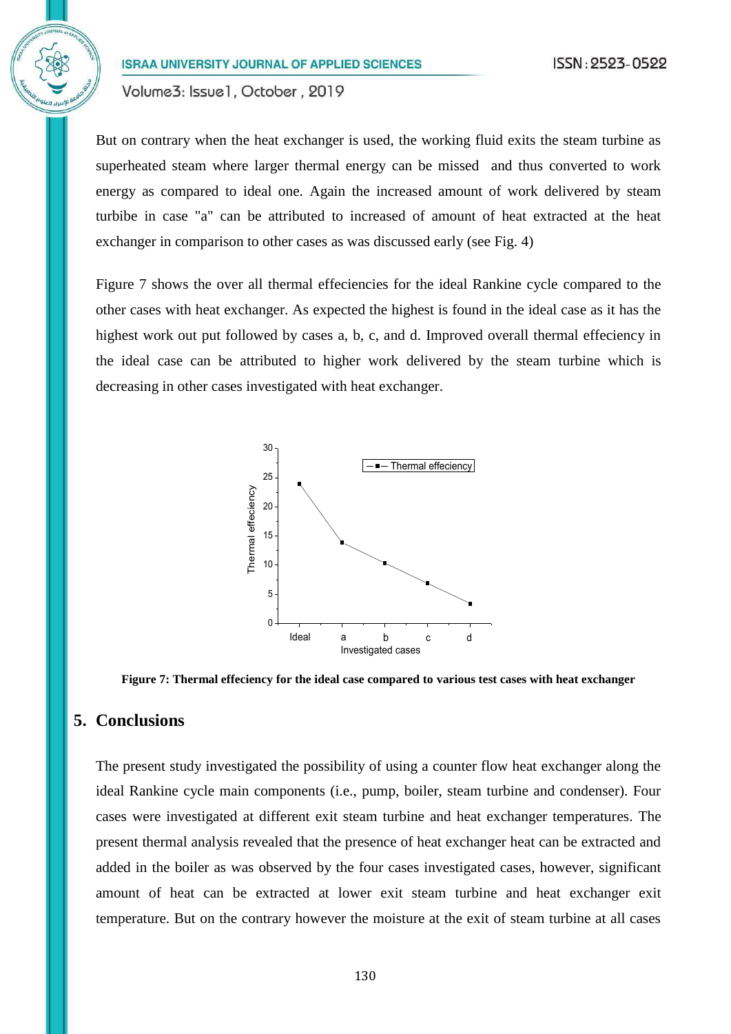But on contrary when the heat exchanger is used, the working fluid exits the steam turbine as superheated steam where larger thermal energy can be missed and thus converted to work energy as compared to ideal one. Again the increased amount of work delivered by steam turbibe in case "a" can be attributed to increased of amount of heat extracted at the heat exchanger in comparison to other cases as was discussed early (see Fig. 4)

Figure 7 shows the over all thermal effeciencies for the ideal Rankine cycle compared to the other cases with heat exchanger. As expected the highest is found in the ideal case as it has the highest work out put followed by cases a, b, c, and d. Improved overall thermal effeciency in the ideal case can be attributed to higher work delivered by the steam turbine which is decreasing in other cases investigated with heat exchanger.

**Figure 7: Thermal effeciency for the ideal case compared to various test cases with heat exchanger**

## 5. Conclusions

The present study investigated the possibility of using a counter flow heat exchanger along the ideal Rankine cycle main components (i.e., pump, boiler, steam turbine and condenser). Four cases were investigated at different exit steam turbine and heat exchanger temperatures. The present thermal analysis revealed that the presence of heat exchanger heat can be extracted and added in the boiler as was observed by the four cases investigated cases, however, significant amount of heat can be extracted at lower exit steam turbine and heat exchanger exit temperature. But on the contrary however the moisture at the exit of steam turbine at all cases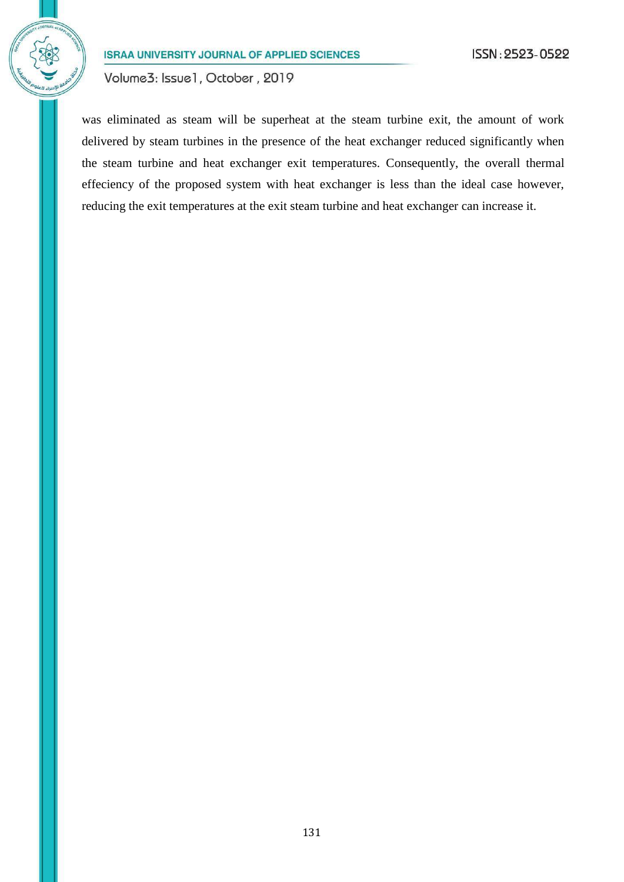was eliminated as steam will be superheat at the steam turbine exit, the amount of work delivered by steam turbines in the presence of the heat exchanger reduced significantly when the steam turbine and heat exchanger exit temperatures. Consequently, the overall thermal effeciency of the proposed system with heat exchanger is less than the ideal case however, reducing the exit temperatures at the exit steam turbine and heat exchanger can increase it.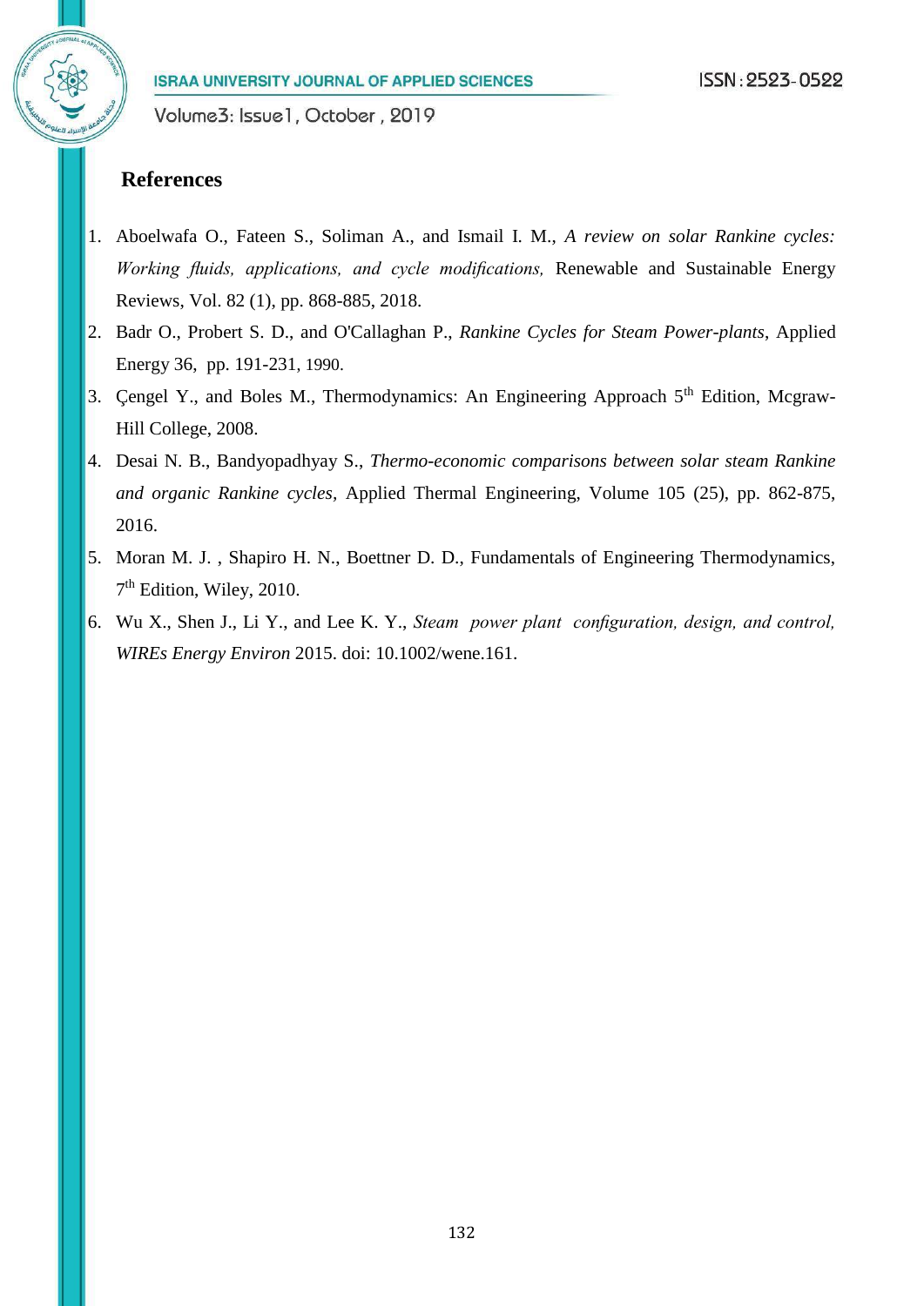## References

1. Aboelwafa O., Fateen S., Soliman A., and Ismail I. M., *A review on solar Rankine cycles: Working fluids, applications, and cycle modifications,* Renewable and Sustainable Energy Reviews, Vol. 82 (1), pp. 868-885, 2018.
2. Badr O., Probert S. D., and O'Callaghan P., *Rankine Cycles for Steam Power-plants*, Applied Energy 36, pp. 191-231, 1990.
3. Çengel Y., and Boles M., Thermodynamics: An Engineering Approach 5th Edition, Mcgraw-Hill College, 2008.
4. Desai N. B., Bandyopadhyay S., *Thermo-economic comparisons between solar steam Rankine and organic Rankine cycles,* Applied Thermal Engineering, Volume 105 (25), pp. 862-875, 2016.
5. Moran M. J. , Shapiro H. N., Boettner D. D., Fundamentals of Engineering Thermodynamics, 7th Edition, Wiley, 2010.
6. Wu X., Shen J., Li Y., and Lee K. Y., *Steam power plant configuration, design, and control, WIREs Energy Environ* 2015. doi: 10.1002/wene.161.